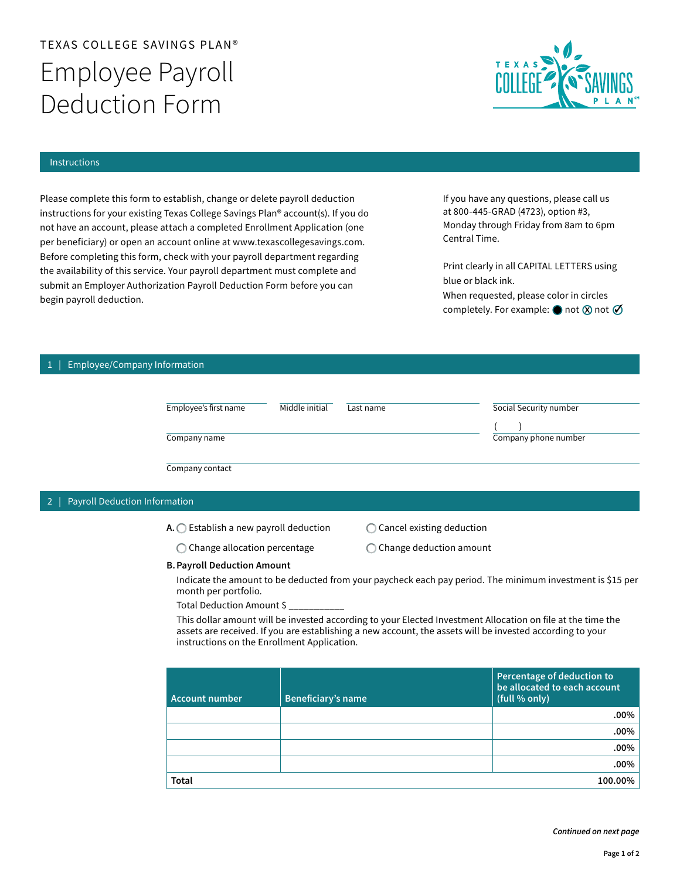TEXAS COLLEGE SAVINGS PLAN®

# Employee Payroll Deduction Form

## Instructions

Please complete this form to establish, change or delete payroll deduction instructions for your existing Texas College Savings Plan® account(s). If you do not have an account, please attach a completed Enrollment Application (one per beneficiary) or open an account online at www.texascollegesavings.com. Before completing this form, check with your payroll department regarding the availability of this service. Your payroll department must complete and submit an Employer Authorization Payroll Deduction Form before you can begin payroll deduction.

If you have any questions, please call us at 800-445-GRAD (4723), option #3, Monday through Friday from 8am to 6pm Central Time.

Print clearly in all CAPITAL LETTERS using blue or black ink.

When requested, please color in circles completely. For example: ● not ⊗ not ✓

## 1 | Employee/Company Information

Employee's first name ____ Middle initial ____ Last name ____ Social Security number ____

Company name ____ Company phone number ( ) ____

Company contact ____

## 2 | Payroll Deduction Information

**A.** ◯ Establish a new payroll deduction ◯ Cancel existing deduction

◯ Change allocation percentage ◯ Change deduction amount

**B. Payroll Deduction Amount**

Indicate the amount to be deducted from your paycheck each pay period. The minimum investment is $15 per month per portfolio.

Total Deduction Amount $ __________

This dollar amount will be invested according to your Elected Investment Allocation on file at the time the assets are received. If you are establishing a new account, the assets will be invested according to your instructions on the Enrollment Application.

| Account number | Beneficiary's name | Percentage of deduction to be allocated to each account (full % only) |
|---|---|---|
| | | .00% |
| | | .00% |
| | | .00% |
| | | .00% |
| **Total** | | **100.00%** |

*Continued on next page*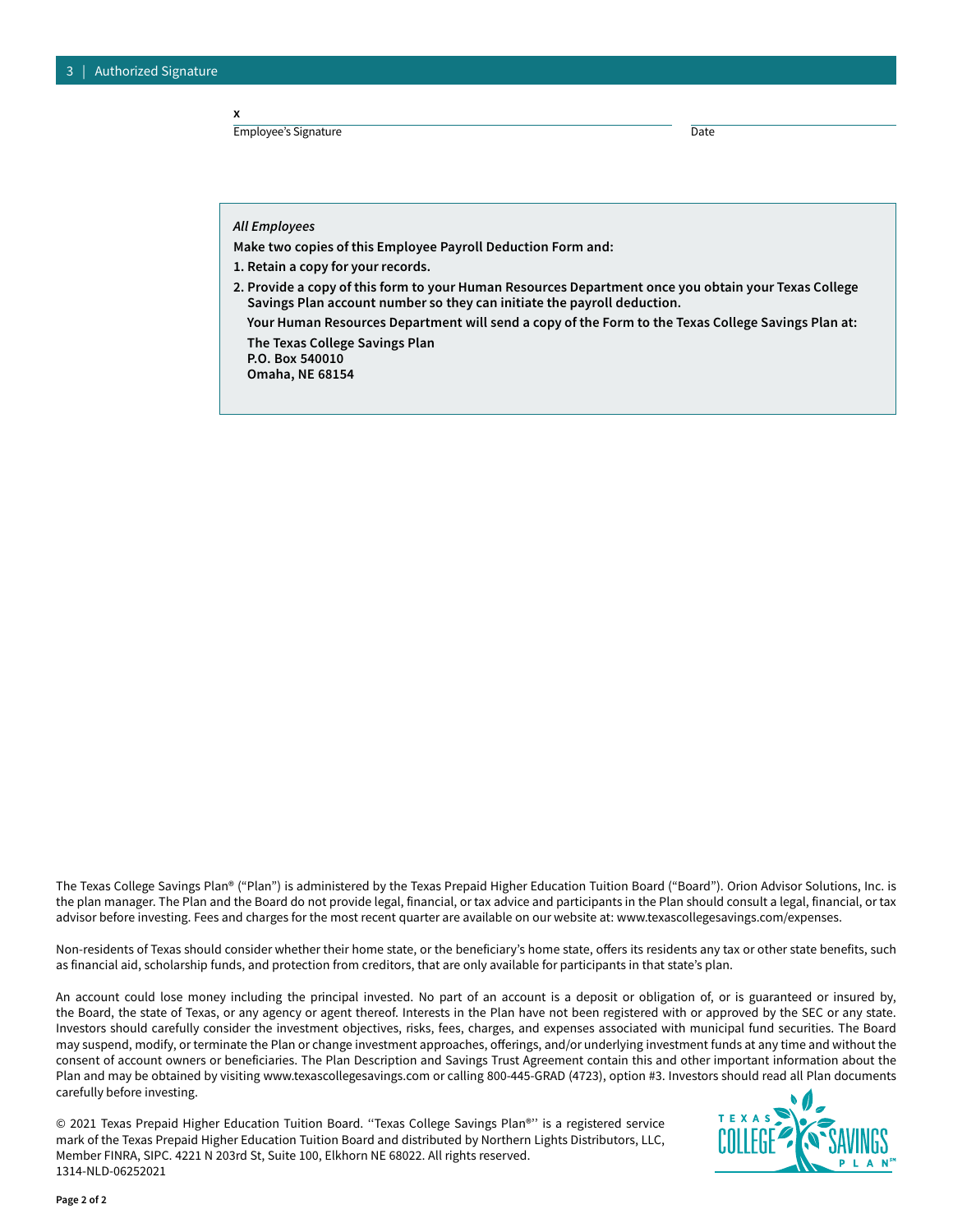## 3 | Authorized Signature

x

Employee's Signature | Date

*All Employees*

**Make two copies of this Employee Payroll Deduction Form and:**

**1. Retain a copy for your records.**

**2. Provide a copy of this form to your Human Resources Department once you obtain your Texas College Savings Plan account number so they can initiate the payroll deduction.**

**Your Human Resources Department will send a copy of the Form to the Texas College Savings Plan at:**

**The Texas College Savings Plan**
**P.O. Box 540010**
**Omaha, NE 68154**

The Texas College Savings Plan® ("Plan") is administered by the Texas Prepaid Higher Education Tuition Board ("Board"). Orion Advisor Solutions, Inc. is the plan manager. The Plan and the Board do not provide legal, financial, or tax advice and participants in the Plan should consult a legal, financial, or tax advisor before investing. Fees and charges for the most recent quarter are available on our website at: www.texascollegesavings.com/expenses.

Non-residents of Texas should consider whether their home state, or the beneficiary's home state, offers its residents any tax or other state benefits, such as financial aid, scholarship funds, and protection from creditors, that are only available for participants in that state's plan.

An account could lose money including the principal invested. No part of an account is a deposit or obligation of, or is guaranteed or insured by, the Board, the state of Texas, or any agency or agent thereof. Interests in the Plan have not been registered with or approved by the SEC or any state. Investors should carefully consider the investment objectives, risks, fees, charges, and expenses associated with municipal fund securities. The Board may suspend, modify, or terminate the Plan or change investment approaches, offerings, and/or underlying investment funds at any time and without the consent of account owners or beneficiaries. The Plan Description and Savings Trust Agreement contain this and other important information about the Plan and may be obtained by visiting www.texascollegesavings.com or calling 800-445-GRAD (4723), option #3. Investors should read all Plan documents carefully before investing.

© 2021 Texas Prepaid Higher Education Tuition Board. ''Texas College Savings Plan®'' is a registered service mark of the Texas Prepaid Higher Education Tuition Board and distributed by Northern Lights Distributors, LLC, Member FINRA, SIPC. 4221 N 203rd St, Suite 100, Elkhorn NE 68022. All rights reserved.
1314-NLD-06252021

TEXAS COLLEGE SAVINGS PLAN℠